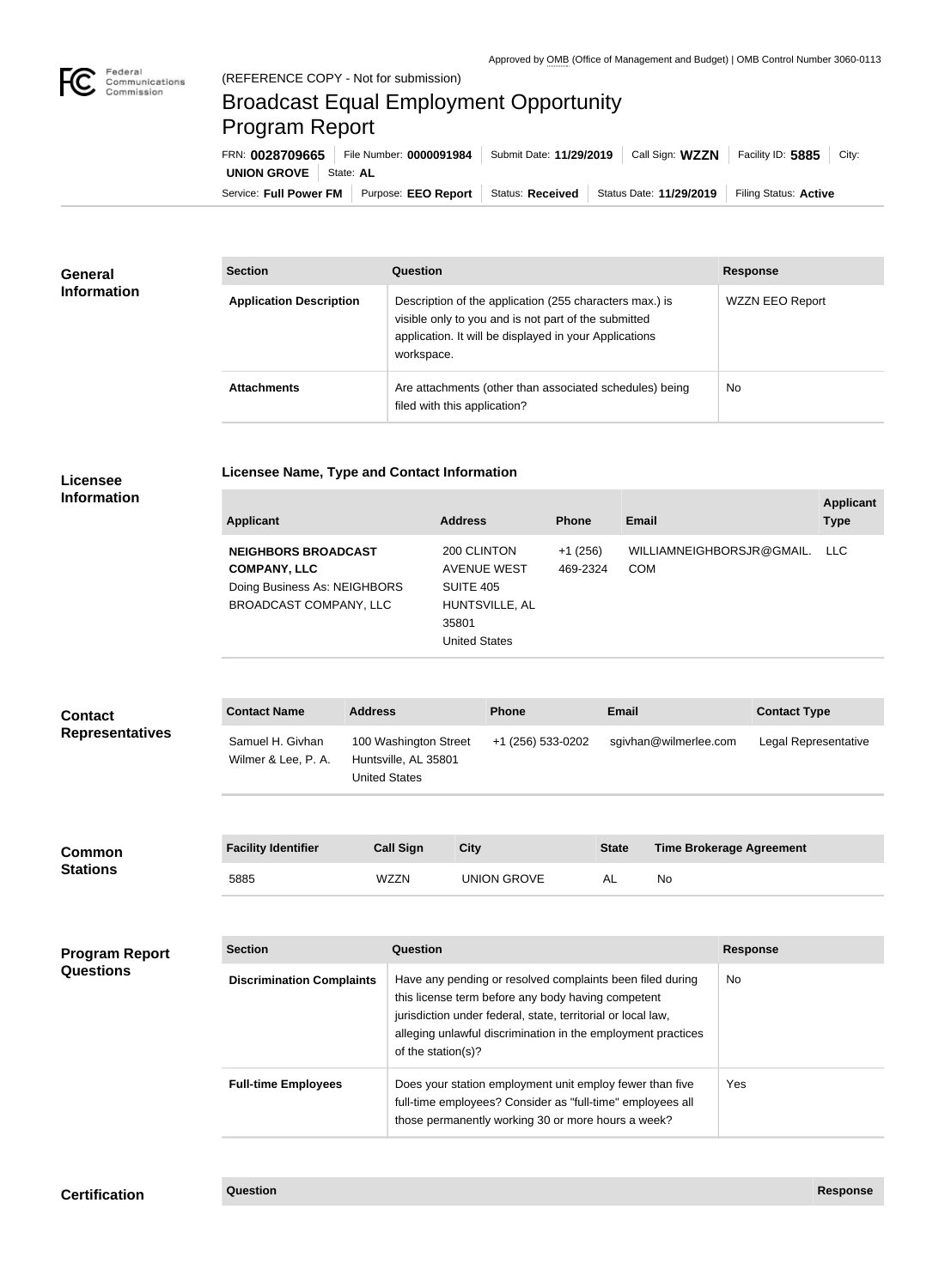Approved by OMB (Office of Management and Budget) | OMB Control Number 3060-0113

(REFERENCE COPY - Not for submission)

# Broadcast Equal Employment Opportunity Program Report

FRN: **0028709665** | File Number: **0000091984** | Submit Date: **11/29/2019** | Call Sign: **WZZN** | Facility ID: **5885** | City: **UNION GROVE** | State: **AL**

Service: **Full Power FM** | Purpose: **EEO Report** | Status: **Received** | Status Date: **11/29/2019** | Filing Status: **Active**

## General Information

| Section | Question | Response |
| --- | --- | --- |
| **Application Description** | Description of the application (255 characters max.) is visible only to you and is not part of the submitted application. It will be displayed in your Applications workspace. | WZZN EEO Report |
| **Attachments** | Are attachments (other than associated schedules) being filed with this application? | No |

## Licensee Information

### Licensee Name, Type and Contact Information

| Applicant | Address | Phone | Email | Applicant Type |
| --- | --- | --- | --- | --- |
| **NEIGHBORS BROADCAST COMPANY, LLC** Doing Business As: NEIGHBORS BROADCAST COMPANY, LLC | 200 CLINTON AVENUE WEST SUITE 405 HUNTSVILLE, AL 35801 United States | +1 (256) 469-2324 | WILLIAMNEIGHBORSJR@GMAIL.COM | LLC |

## Contact Representatives

| Contact Name | Address | Phone | Email | Contact Type |
| --- | --- | --- | --- | --- |
| Samuel H. Givhan Wilmer & Lee, P. A. | 100 Washington Street Huntsville, AL 35801 United States | +1 (256) 533-0202 | sgivhan@wilmerlee.com | Legal Representative |

## Common Stations

| Facility Identifier | Call Sign | City | State | Time Brokerage Agreement |
| --- | --- | --- | --- | --- |
| 5885 | WZZN | UNION GROVE | AL | No |

## Program Report Questions

| Section | Question | Response |
| --- | --- | --- |
| **Discrimination Complaints** | Have any pending or resolved complaints been filed during this license term before any body having competent jurisdiction under federal, state, territorial or local law, alleging unlawful discrimination in the employment practices of the station(s)? | No |
| **Full-time Employees** | Does your station employment unit employ fewer than five full-time employees? Consider as "full-time" employees all those permanently working 30 or more hours a week? | Yes |

## Certification

| Question | Response |
| --- | --- |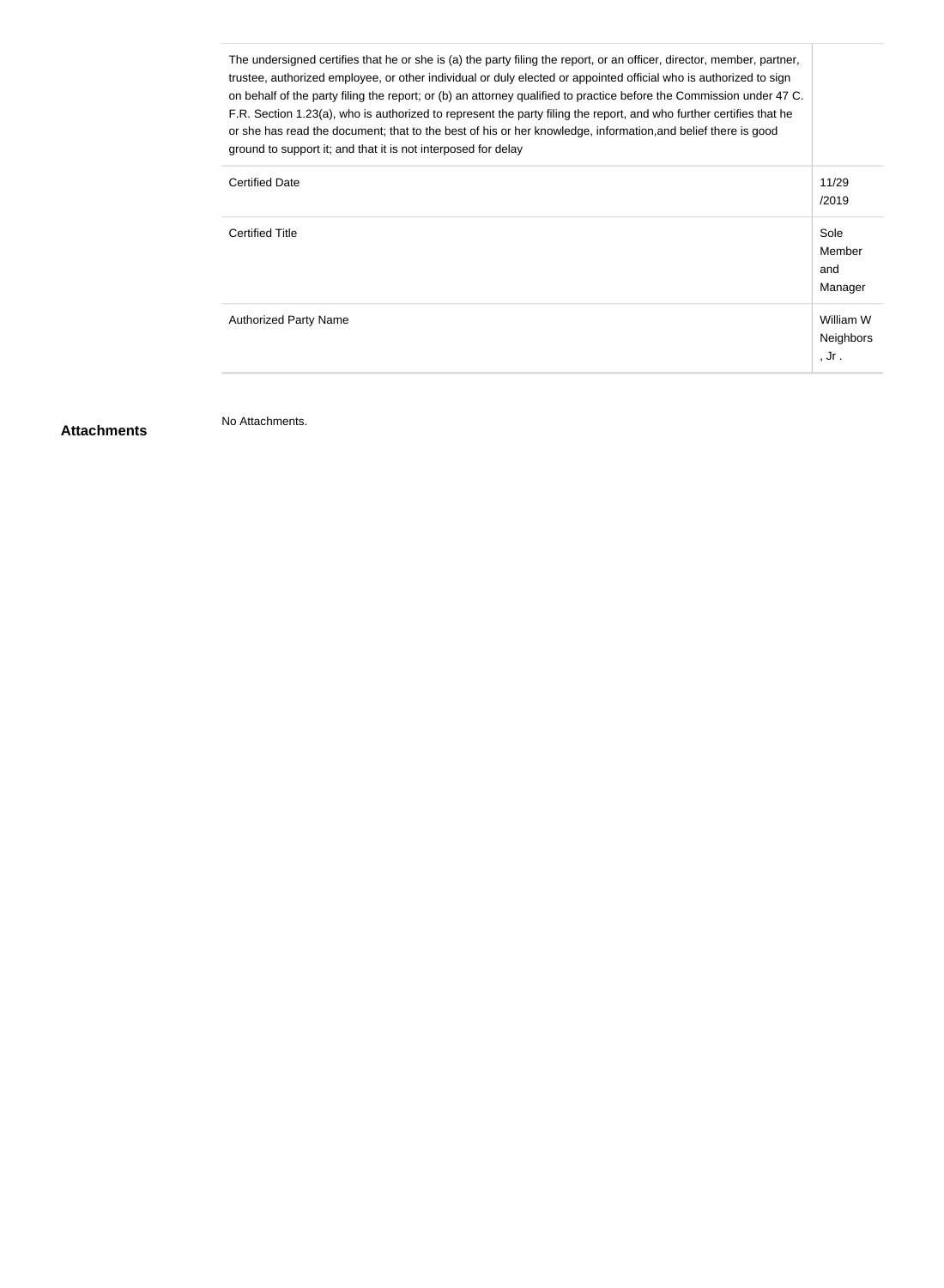| | |
|---|---|
| The undersigned certifies that he or she is (a) the party filing the report, or an officer, director, member, partner, trustee, authorized employee, or other individual or duly elected or appointed official who is authorized to sign on behalf of the party filing the report; or (b) an attorney qualified to practice before the Commission under 47 C.F.R. Section 1.23(a), who is authorized to represent the party filing the report, and who further certifies that he or she has read the document; that to the best of his or her knowledge, information,and belief there is good ground to support it; and that it is not interposed for delay | |
| Certified Date | 11/29/2019 |
| Certified Title | Sole Member and Manager |
| Authorized Party Name | William W Neighbors, Jr . |

**Attachments**

No Attachments.